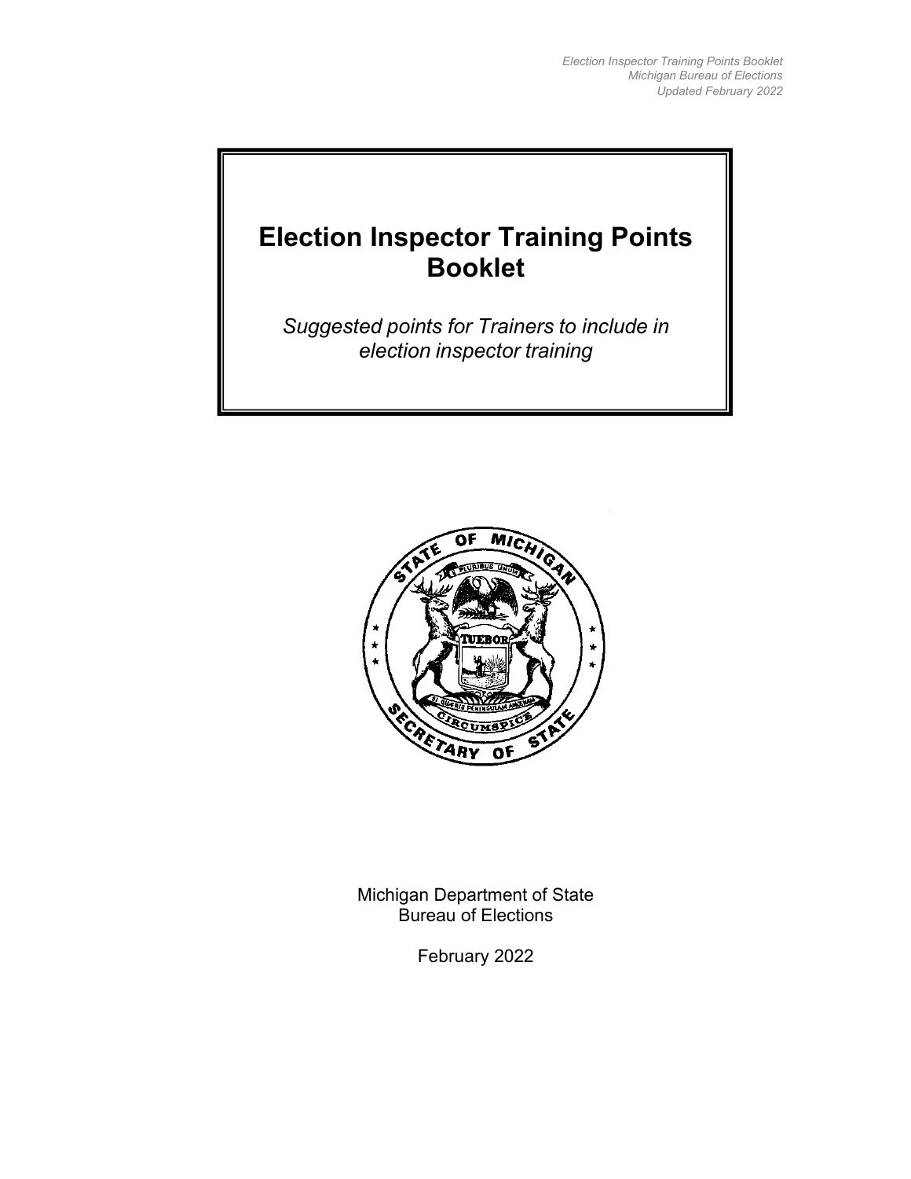# Election Inspector Training Points Booklet

*Suggested points for Trainers to include in election inspector training*

Michigan Department of State
Bureau of Elections

February 2022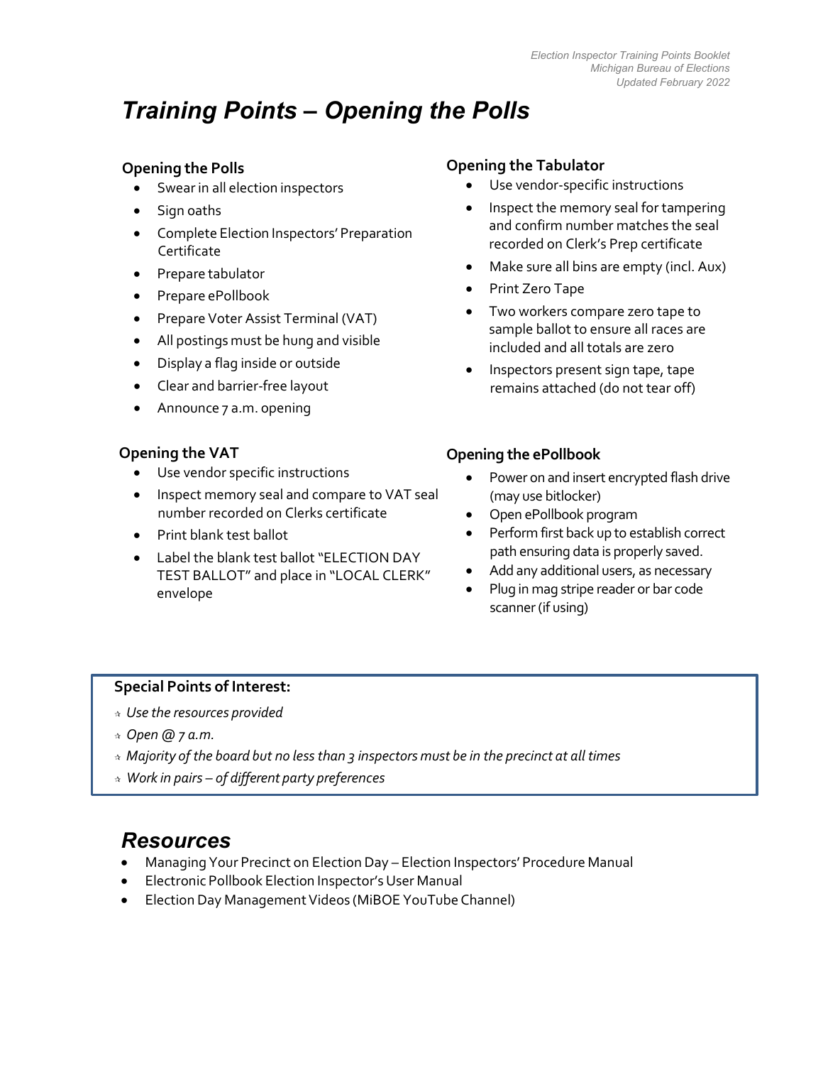# Training Points – Opening the Polls

### Opening the Polls

- Swear in all election inspectors
- Sign oaths
- Complete Election Inspectors' Preparation Certificate
- Prepare tabulator
- Prepare ePollbook
- Prepare Voter Assist Terminal (VAT)
- All postings must be hung and visible
- Display a flag inside or outside
- Clear and barrier-free layout
- Announce 7 a.m. opening

### Opening the Tabulator

- Use vendor-specific instructions
- Inspect the memory seal for tampering and confirm number matches the seal recorded on Clerk's Prep certificate
- Make sure all bins are empty (incl. Aux)
- Print Zero Tape
- Two workers compare zero tape to sample ballot to ensure all races are included and all totals are zero
- Inspectors present sign tape, tape remains attached (do not tear off)

### Opening the VAT

- Use vendor specific instructions
- Inspect memory seal and compare to VAT seal number recorded on Clerks certificate
- Print blank test ballot
- Label the blank test ballot "ELECTION DAY TEST BALLOT" and place in "LOCAL CLERK" envelope

### Opening the ePollbook

- Power on and insert encrypted flash drive (may use bitlocker)
- Open ePollbook program
- Perform first back up to establish correct path ensuring data is properly saved.
- Add any additional users, as necessary
- Plug in mag stripe reader or bar code scanner (if using)

**Special Points of Interest:**

- ⭑ *Use the resources provided*
- ⭑ *Open @ 7 a.m.*
- ⭑ *Majority of the board but no less than 3 inspectors must be in the precinct at all times*
- ⭑ *Work in pairs – of different party preferences*

## Resources

- Managing Your Precinct on Election Day – Election Inspectors' Procedure Manual
- Electronic Pollbook Election Inspector's User Manual
- Election Day Management Videos (MiBOE YouTube Channel)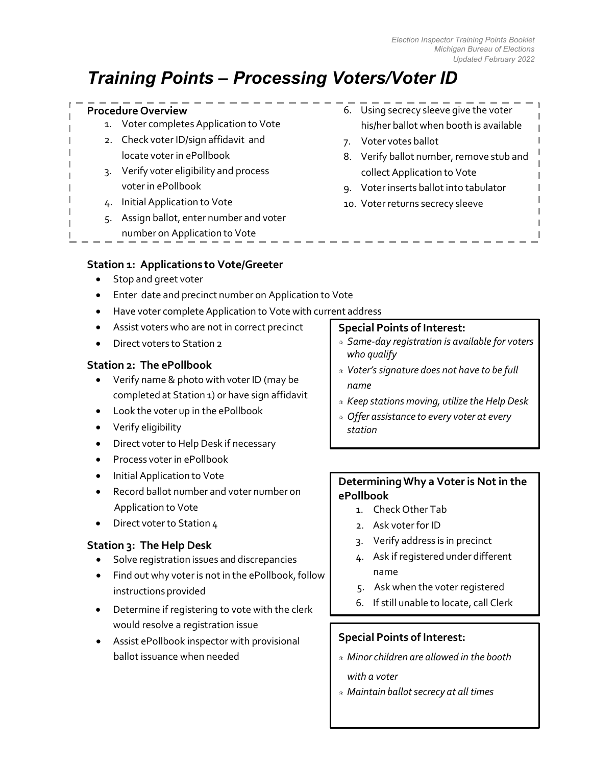# Training Points – Processing Voters/Voter ID

**Procedure Overview**

1. Voter completes Application to Vote
2. Check voter ID/sign affidavit and locate voter in ePollbook
3. Verify voter eligibility and process voter in ePollbook
4. Initial Application to Vote
5. Assign ballot, enter number and voter number on Application to Vote
6. Using secrecy sleeve give the voter his/her ballot when booth is available
7. Voter votes ballot
8. Verify ballot number, remove stub and collect Application to Vote
9. Voter inserts ballot into tabulator
10. Voter returns secrecy sleeve

### Station 1: Applications to Vote/Greeter

- Stop and greet voter
- Enter date and precinct number on Application to Vote
- Have voter complete Application to Vote with current address
- Assist voters who are not in correct precinct
- Direct voters to Station 2

### Station 2: The ePollbook

- Verify name & photo with voter ID (may be completed at Station 1) or have sign affidavit
- Look the voter up in the ePollbook
- Verify eligibility
- Direct voter to Help Desk if necessary
- Process voter in ePollbook
- Initial Application to Vote
- Record ballot number and voter number on Application to Vote
- Direct voter to Station 4

### Station 3: The Help Desk

- Solve registration issues and discrepancies
- Find out why voter is not in the ePollbook, follow instructions provided
- Determine if registering to vote with the clerk would resolve a registration issue
- Assist ePollbook inspector with provisional ballot issuance when needed

**Special Points of Interest:**

- *Same-day registration is available for voters who qualify*
- *Voter's signature does not have to be full name*
- *Keep stations moving, utilize the Help Desk*
- *Offer assistance to every voter at every station*

**Determining Why a Voter is Not in the ePollbook**

1. Check Other Tab
2. Ask voter for ID
3. Verify address is in precinct
4. Ask if registered under different name
5. Ask when the voter registered
6. If still unable to locate, call Clerk

**Special Points of Interest:**

- *Minor children are allowed in the booth with a voter*
- *Maintain ballot secrecy at all times*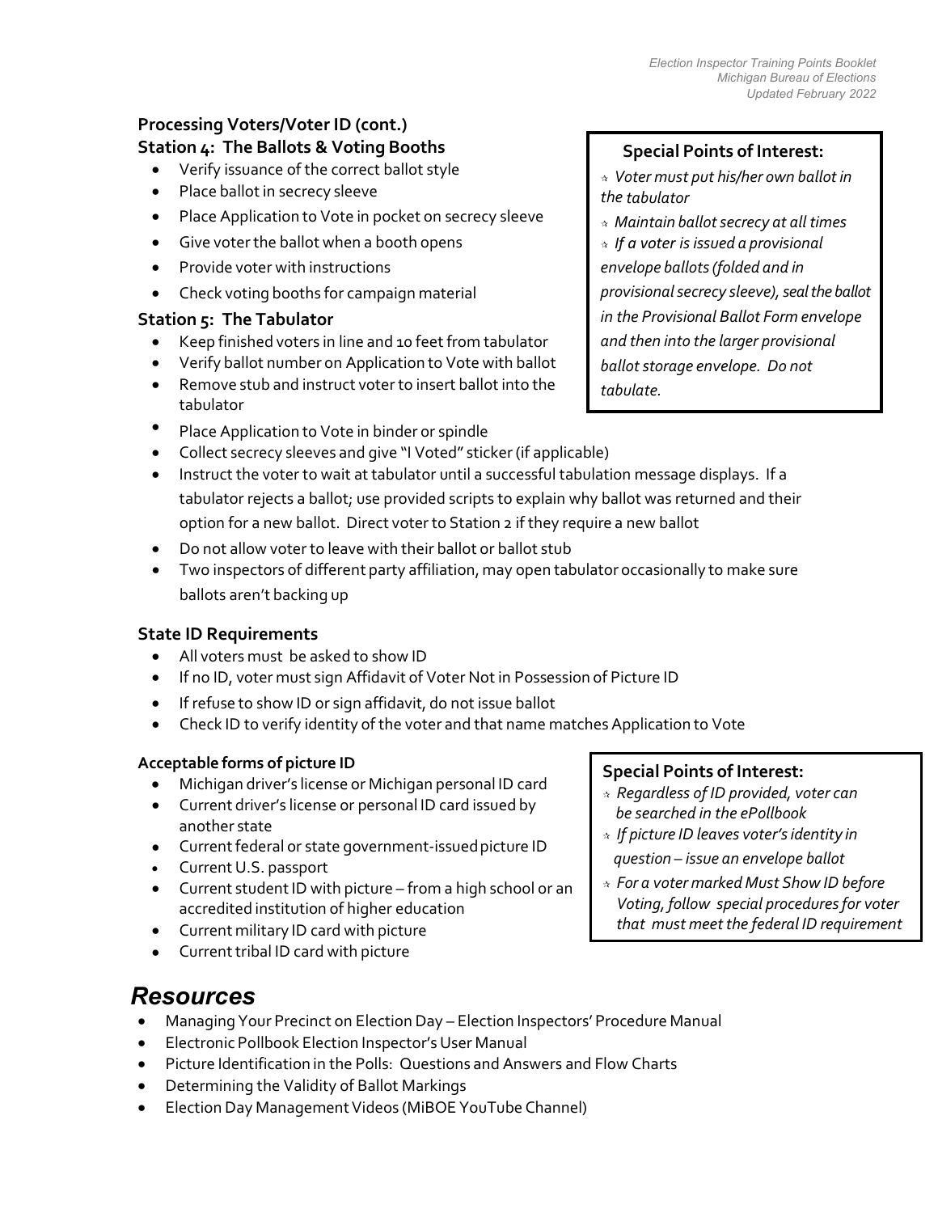**Processing Voters/Voter ID (cont.)**

**Station 4: The Ballots & Voting Booths**

- Verify issuance of the correct ballot style
- Place ballot in secrecy sleeve
- Place Application to Vote in pocket on secrecy sleeve
- Give voter the ballot when a booth opens
- Provide voter with instructions
- Check voting booths for campaign material

**Station 5: The Tabulator**

- Keep finished voters in line and 10 feet from tabulator
- Verify ballot number on Application to Vote with ballot
- Remove stub and instruct voter to insert ballot into the tabulator
- Place Application to Vote in binder or spindle
- Collect secrecy sleeves and give "I Voted" sticker (if applicable)
- Instruct the voter to wait at tabulator until a successful tabulation message displays. If a tabulator rejects a ballot; use provided scripts to explain why ballot was returned and their option for a new ballot. Direct voter to Station 2 if they require a new ballot
- Do not allow voter to leave with their ballot or ballot stub
- Two inspectors of different party affiliation, may open tabulator occasionally to make sure ballots aren't backing up

**Special Points of Interest:**

- *Voter must put his/her own ballot in the tabulator*
- *Maintain ballot secrecy at all times*
- *If a voter is issued a provisional envelope ballots (folded and in provisional secrecy sleeve), seal the ballot in the Provisional Ballot Form envelope and then into the larger provisional ballot storage envelope. Do not tabulate.*

**State ID Requirements**

- All voters must be asked to show ID
- If no ID, voter must sign Affidavit of Voter Not in Possession of Picture ID
- If refuse to show ID or sign affidavit, do not issue ballot
- Check ID to verify identity of the voter and that name matches Application to Vote

**Acceptable forms of picture ID**

- Michigan driver's license or Michigan personal ID card
- Current driver's license or personal ID card issued by another state
- Current federal or state government-issued picture ID
- Current U.S. passport
- Current student ID with picture – from a high school or an accredited institution of higher education
- Current military ID card with picture
- Current tribal ID card with picture

**Special Points of Interest:**

- *Regardless of ID provided, voter can be searched in the ePollbook*
- *If picture ID leaves voter's identity in question – issue an envelope ballot*
- *For a voter marked Must Show ID before Voting, follow special procedures for voter that must meet the federal ID requirement*

# Resources

- Managing Your Precinct on Election Day – Election Inspectors' Procedure Manual
- Electronic Pollbook Election Inspector's User Manual
- Picture Identification in the Polls: Questions and Answers and Flow Charts
- Determining the Validity of Ballot Markings
- Election Day Management Videos (MiBOE YouTube Channel)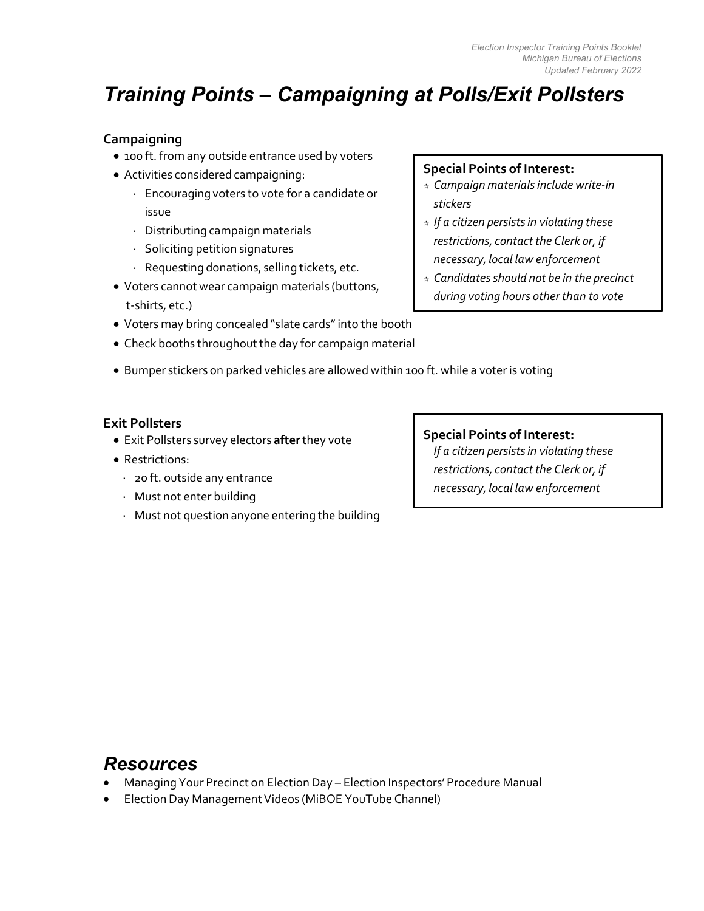# *Training Points – Campaigning at Polls/Exit Pollsters*

**Campaigning**

- 100 ft. from any outside entrance used by voters
- Activities considered campaigning:
  - Encouraging voters to vote for a candidate or issue
  - Distributing campaign materials
  - Soliciting petition signatures
  - Requesting donations, selling tickets, etc.
- Voters cannot wear campaign materials (buttons, t-shirts, etc.)
- Voters may bring concealed "slate cards" into the booth
- Check booths throughout the day for campaign material
- Bumper stickers on parked vehicles are allowed within 100 ft. while a voter is voting

**Special Points of Interest:**

- ☆ *Campaign materials include write-in stickers*
- ☆ *If a citizen persists in violating these restrictions, contact the Clerk or, if necessary, local law enforcement*
- ☆ *Candidates should not be in the precinct during voting hours other than to vote*

**Exit Pollsters**

- Exit Pollsters survey electors **after** they vote
- Restrictions:
  - 20 ft. outside any entrance
  - Must not enter building
  - Must not question anyone entering the building

**Special Points of Interest:**

*If a citizen persists in violating these restrictions, contact the Clerk or, if necessary, local law enforcement*

## *Resources*

- Managing Your Precinct on Election Day – Election Inspectors' Procedure Manual
- Election Day Management Videos (MiBOE YouTube Channel)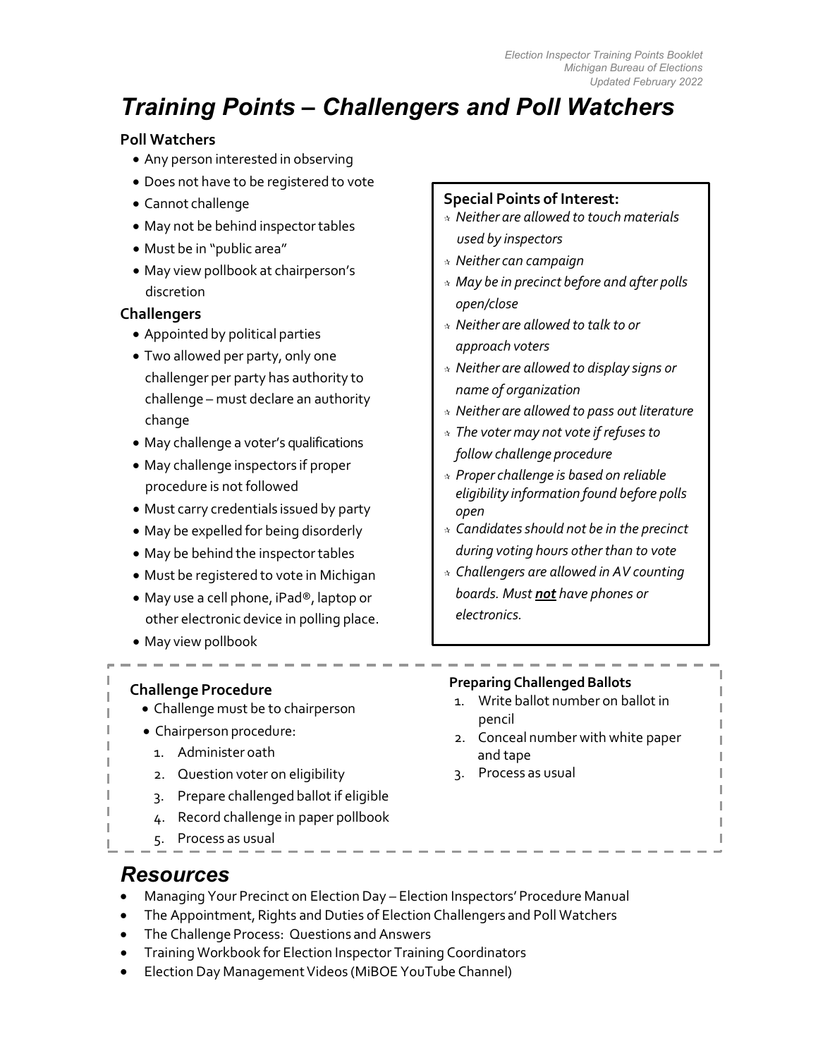# Training Points – Challengers and Poll Watchers

### Poll Watchers

- Any person interested in observing
- Does not have to be registered to vote
- Cannot challenge
- May not be behind inspector tables
- Must be in "public area"
- May view pollbook at chairperson's discretion

### Challengers

- Appointed by political parties
- Two allowed per party, only one challenger per party has authority to challenge – must declare an authority change
- May challenge a voter's qualifications
- May challenge inspectors if proper procedure is not followed
- Must carry credentials issued by party
- May be expelled for being disorderly
- May be behind the inspector tables
- Must be registered to vote in Michigan
- May use a cell phone, iPad®, laptop or other electronic device in polling place.
- May view pollbook

### Special Points of Interest:

- *Neither are allowed to touch materials used by inspectors*
- *Neither can campaign*
- *May be in precinct before and after polls open/close*
- *Neither are allowed to talk to or approach voters*
- *Neither are allowed to display signs or name of organization*
- *Neither are allowed to pass out literature*
- *The voter may not vote if refuses to follow challenge procedure*
- *Proper challenge is based on reliable eligibility information found before polls open*
- *Candidates should not be in the precinct during voting hours other than to vote*
- *Challengers are allowed in AV counting boards. Must **not** have phones or electronics.*

### Challenge Procedure

- Challenge must be to chairperson
- Chairperson procedure:
  1. Administer oath
  2. Question voter on eligibility
  3. Prepare challenged ballot if eligible
  4. Record challenge in paper pollbook
  5. Process as usual

### Preparing Challenged Ballots

1. Write ballot number on ballot in pencil
2. Conceal number with white paper and tape
3. Process as usual

## Resources

- Managing Your Precinct on Election Day – Election Inspectors' Procedure Manual
- The Appointment, Rights and Duties of Election Challengers and Poll Watchers
- The Challenge Process: Questions and Answers
- Training Workbook for Election Inspector Training Coordinators
- Election Day Management Videos (MiBOE YouTube Channel)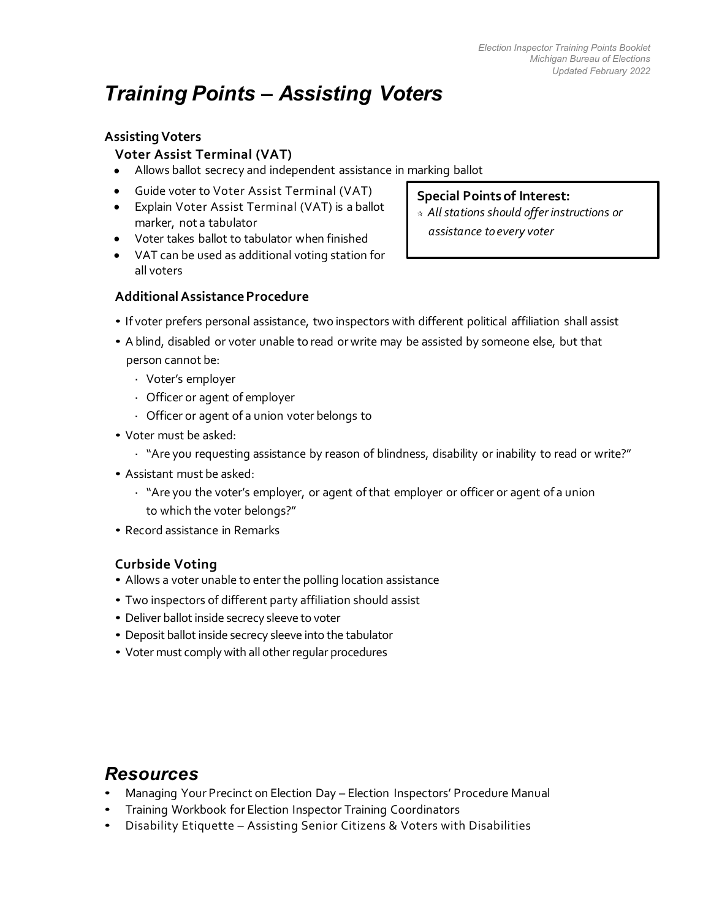# Training Points – Assisting Voters

## Assisting Voters

### Voter Assist Terminal (VAT)

- Allows ballot secrecy and independent assistance in marking ballot
- Guide voter to Voter Assist Terminal (VAT)
- Explain Voter Assist Terminal (VAT) is a ballot marker, not a tabulator
- Voter takes ballot to tabulator when finished
- VAT can be used as additional voting station for all voters

**Special Points of Interest:**

☆ *All stations should offer instructions or assistance to every voter*

### Additional Assistance Procedure

- If voter prefers personal assistance, two inspectors with different political affiliation shall assist
- A blind, disabled or voter unable to read or write may be assisted by someone else, but that person cannot be:
  - Voter's employer
  - Officer or agent of employer
  - Officer or agent of a union voter belongs to
- Voter must be asked:
  - "Are you requesting assistance by reason of blindness, disability or inability to read or write?"
- Assistant must be asked:
  - "Are you the voter's employer, or agent of that employer or officer or agent of a union to which the voter belongs?"
- Record assistance in Remarks

### Curbside Voting

- Allows a voter unable to enter the polling location assistance
- Two inspectors of different party affiliation should assist
- Deliver ballot inside secrecy sleeve to voter
- Deposit ballot inside secrecy sleeve into the tabulator
- Voter must comply with all other regular procedures

# Resources

- Managing Your Precinct on Election Day – Election Inspectors' Procedure Manual
- Training Workbook for Election Inspector Training Coordinators
- Disability Etiquette – Assisting Senior Citizens & Voters with Disabilities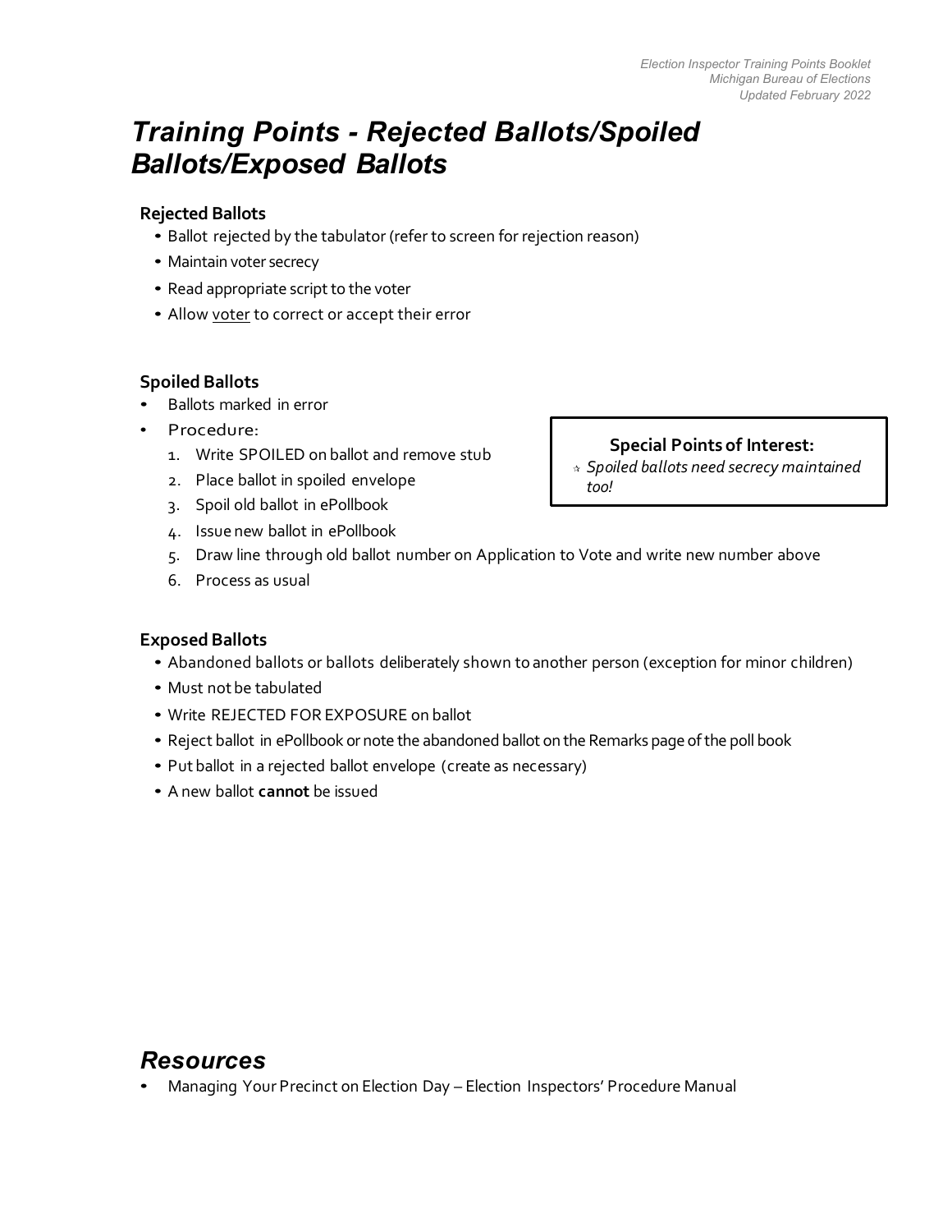# Training Points - Rejected Ballots/Spoiled Ballots/Exposed Ballots

### Rejected Ballots

- Ballot rejected by the tabulator (refer to screen for rejection reason)
- Maintain voter secrecy
- Read appropriate script to the voter
- Allow voter to correct or accept their error

### Spoiled Ballots

- Ballots marked in error
- Procedure:
  1. Write SPOILED on ballot and remove stub
  2. Place ballot in spoiled envelope
  3. Spoil old ballot in ePollbook
  4. Issue new ballot in ePollbook
  5. Draw line through old ballot number on Application to Vote and write new number above
  6. Process as usual

**Special Points of Interest:**

- *Spoiled ballots need secrecy maintained too!*

### Exposed Ballots

- Abandoned ballots or ballots deliberately shown to another person (exception for minor children)
- Must not be tabulated
- Write REJECTED FOR EXPOSURE on ballot
- Reject ballot in ePollbook or note the abandoned ballot on the Remarks page of the poll book
- Put ballot in a rejected ballot envelope (create as necessary)
- A new ballot **cannot** be issued

## Resources

- Managing Your Precinct on Election Day – Election Inspectors' Procedure Manual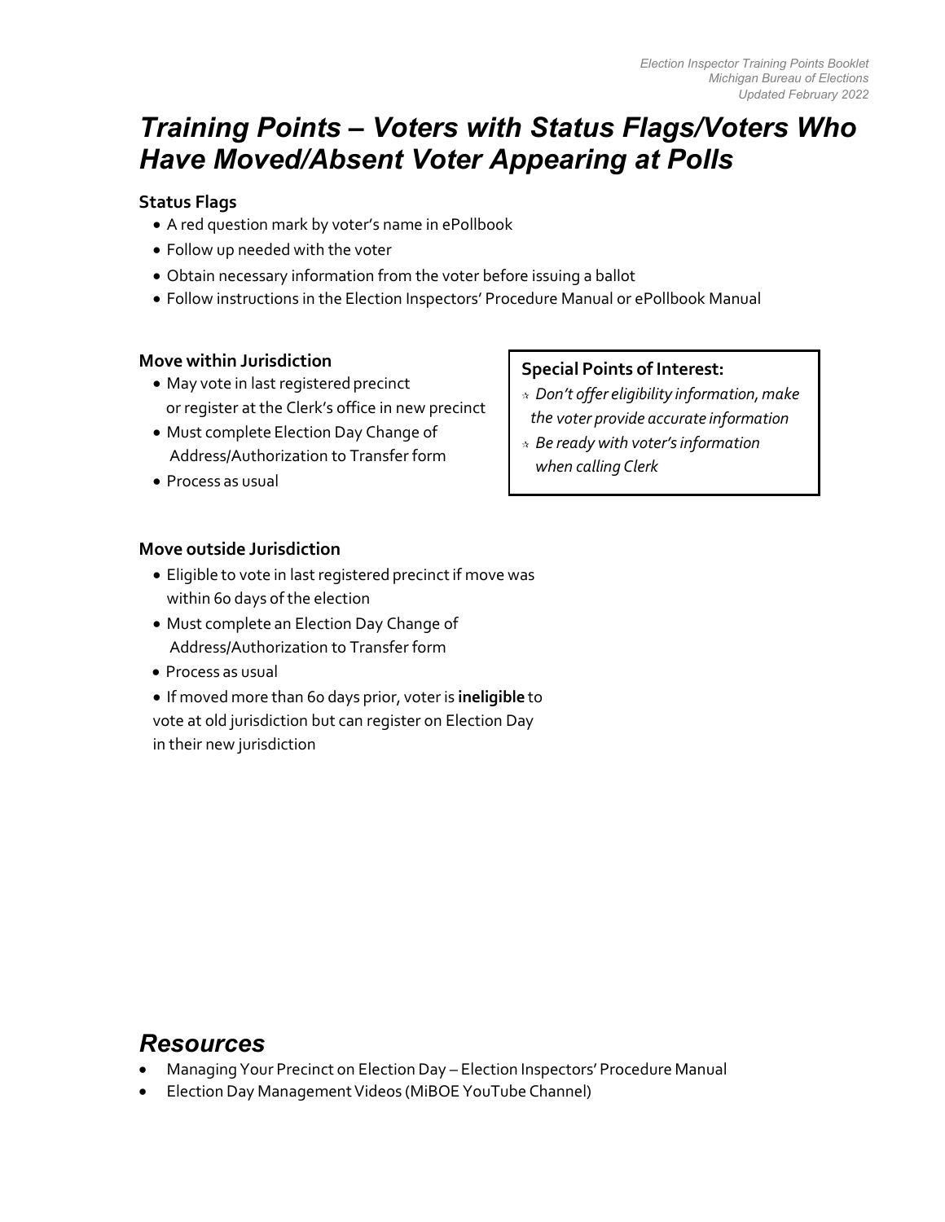# Training Points – Voters with Status Flags/Voters Who Have Moved/Absent Voter Appearing at Polls

### Status Flags

- A red question mark by voter's name in ePollbook
- Follow up needed with the voter
- Obtain necessary information from the voter before issuing a ballot
- Follow instructions in the Election Inspectors' Procedure Manual or ePollbook Manual

### Move within Jurisdiction

- May vote in last registered precinct or register at the Clerk's office in new precinct
- Must complete Election Day Change of Address/Authorization to Transfer form
- Process as usual

> **Special Points of Interest:**
>
> - *Don't offer eligibility information, make the voter provide accurate information*
> - *Be ready with voter's information when calling Clerk*

### Move outside Jurisdiction

- Eligible to vote in last registered precinct if move was within 60 days of the election
- Must complete an Election Day Change of Address/Authorization to Transfer form
- Process as usual
- If moved more than 60 days prior, voter is **ineligible** to vote at old jurisdiction but can register on Election Day in their new jurisdiction

## Resources

- Managing Your Precinct on Election Day – Election Inspectors' Procedure Manual
- Election Day Management Videos (MiBOE YouTube Channel)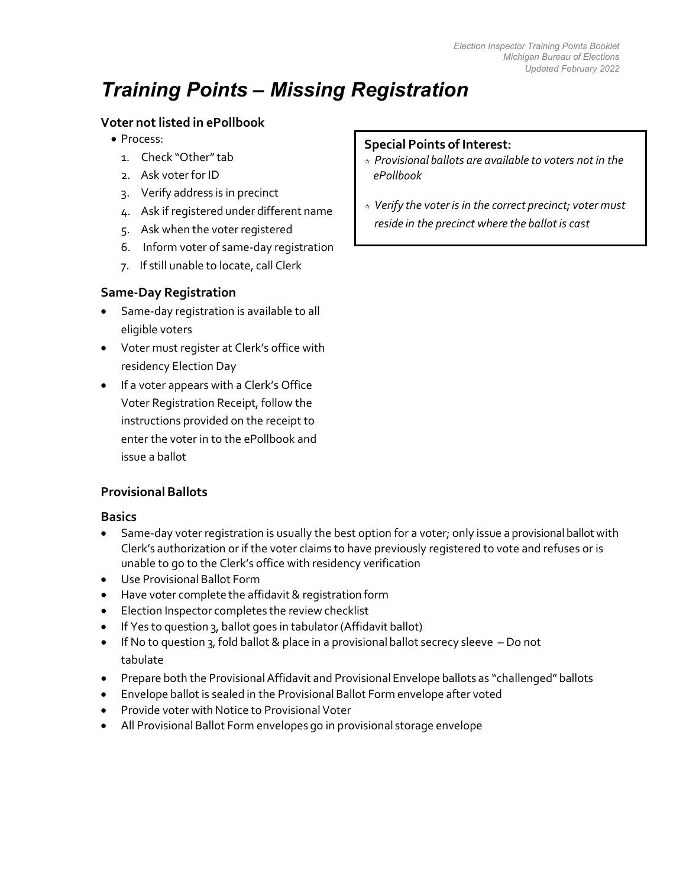# *Training Points – Missing Registration*

### Voter not listed in ePollbook

- Process:
  1. Check "Other" tab
  2. Ask voter for ID
  3. Verify address is in precinct
  4. Ask if registered under different name
  5. Ask when the voter registered
  6. Inform voter of same-day registration
  7. If still unable to locate, call Clerk

**Special Points of Interest:**

- *Provisional ballots are available to voters not in the ePollbook*
- *Verify the voter is in the correct precinct; voter must reside in the precinct where the ballot is cast*

### Same-Day Registration

- Same-day registration is available to all eligible voters
- Voter must register at Clerk's office with residency Election Day
- If a voter appears with a Clerk's Office Voter Registration Receipt, follow the instructions provided on the receipt to enter the voter in to the ePollbook and issue a ballot

### Provisional Ballots

### Basics

- Same-day voter registration is usually the best option for a voter; only issue a provisional ballot with Clerk's authorization or if the voter claims to have previously registered to vote and refuses or is unable to go to the Clerk's office with residency verification
- Use Provisional Ballot Form
- Have voter complete the affidavit & registration form
- Election Inspector completes the review checklist
- If Yes to question 3, ballot goes in tabulator (Affidavit ballot)
- If No to question 3, fold ballot & place in a provisional ballot secrecy sleeve – Do not tabulate
- Prepare both the Provisional Affidavit and Provisional Envelope ballots as "challenged" ballots
- Envelope ballot is sealed in the Provisional Ballot Form envelope after voted
- Provide voter with Notice to Provisional Voter
- All Provisional Ballot Form envelopes go in provisional storage envelope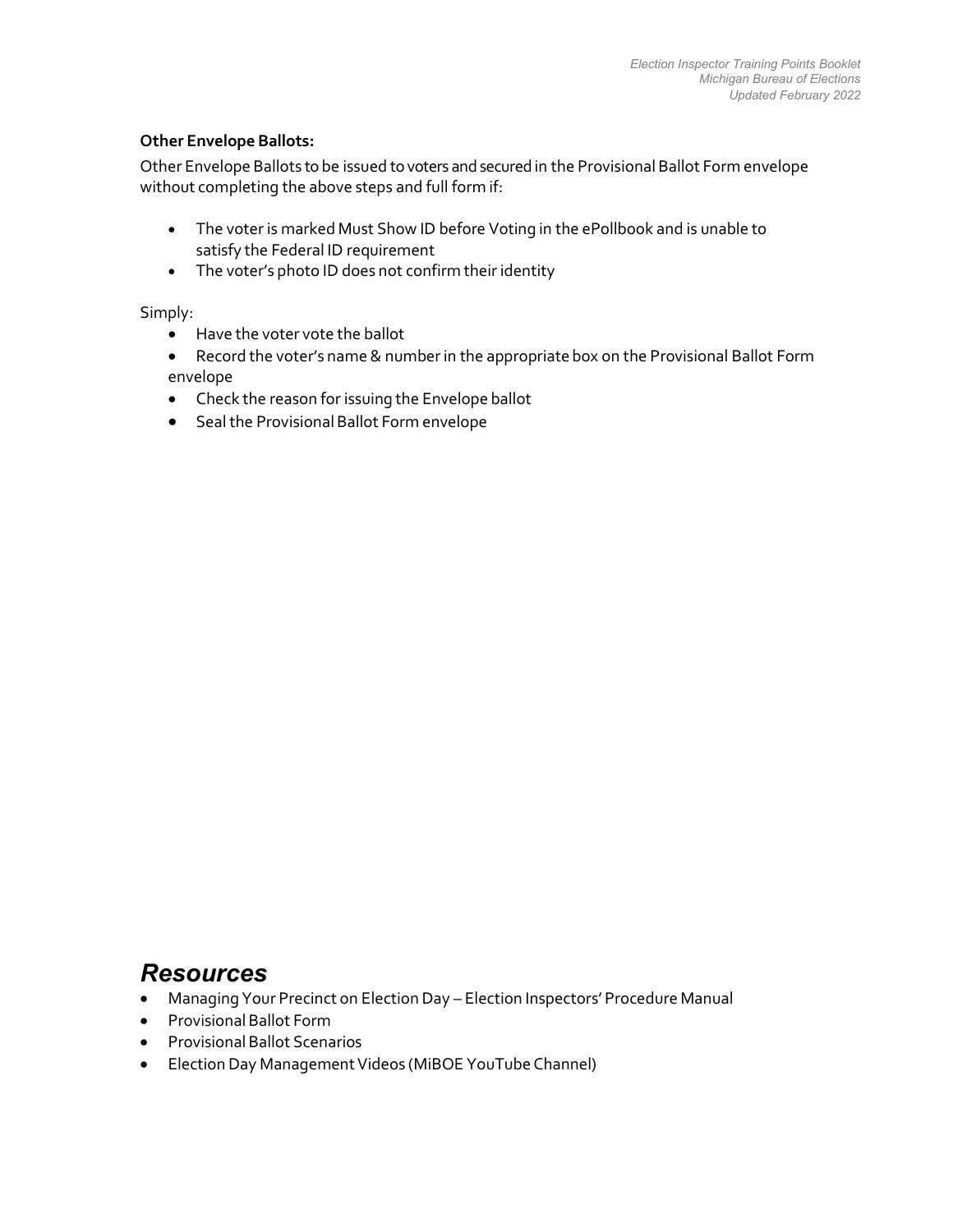**Other Envelope Ballots:**

Other Envelope Ballots to be issued to voters and secured in the Provisional Ballot Form envelope without completing the above steps and full form if:

- The voter is marked Must Show ID before Voting in the ePollbook and is unable to satisfy the Federal ID requirement
- The voter's photo ID does not confirm their identity

Simply:

- Have the voter vote the ballot
- Record the voter's name & number in the appropriate box on the Provisional Ballot Form envelope
- Check the reason for issuing the Envelope ballot
- Seal the Provisional Ballot Form envelope

## *Resources*

- Managing Your Precinct on Election Day – Election Inspectors' Procedure Manual
- Provisional Ballot Form
- Provisional Ballot Scenarios
- Election Day Management Videos (MiBOE YouTube Channel)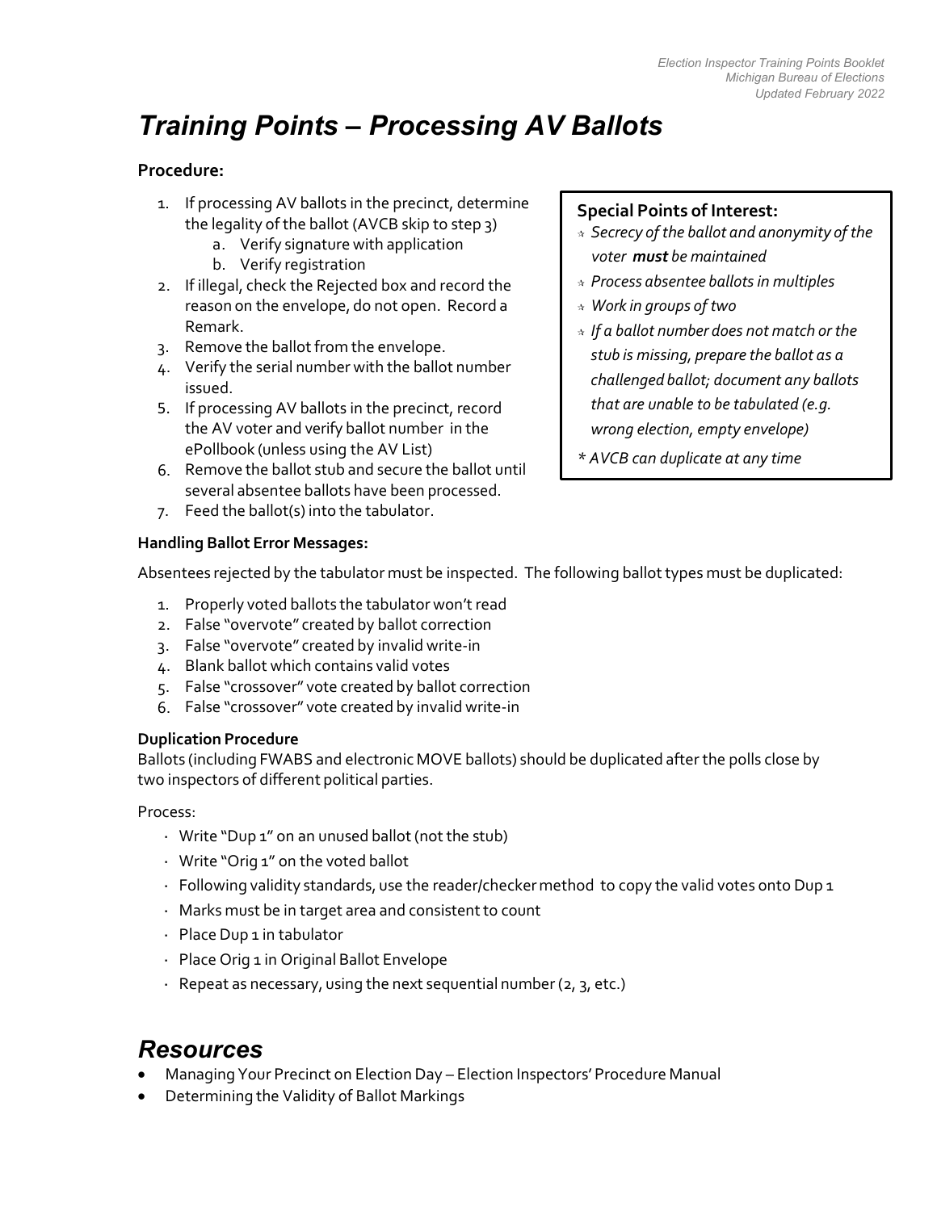# Training Points – Processing AV Ballots

**Procedure:**

1. If processing AV ballots in the precinct, determine the legality of the ballot (AVCB skip to step 3)
   a. Verify signature with application
   b. Verify registration
2. If illegal, check the Rejected box and record the reason on the envelope, do not open. Record a Remark.
3. Remove the ballot from the envelope.
4. Verify the serial number with the ballot number issued.
5. If processing AV ballots in the precinct, record the AV voter and verify ballot number in the ePollbook (unless using the AV List)
6. Remove the ballot stub and secure the ballot until several absentee ballots have been processed.
7. Feed the ballot(s) into the tabulator.

**Special Points of Interest:**

- *Secrecy of the ballot and anonymity of the voter **must** be maintained*
- *Process absentee ballots in multiples*
- *Work in groups of two*
- *If a ballot number does not match or the stub is missing, prepare the ballot as a challenged ballot; document any ballots that are unable to be tabulated (e.g. wrong election, empty envelope)*

*\* AVCB can duplicate at any time*

**Handling Ballot Error Messages:**

Absentees rejected by the tabulator must be inspected. The following ballot types must be duplicated:

1. Properly voted ballots the tabulator won't read
2. False "overvote" created by ballot correction
3. False "overvote" created by invalid write-in
4. Blank ballot which contains valid votes
5. False "crossover" vote created by ballot correction
6. False "crossover" vote created by invalid write-in

**Duplication Procedure**

Ballots (including FWABS and electronic MOVE ballots) should be duplicated after the polls close by two inspectors of different political parties.

Process:

- Write "Dup 1" on an unused ballot (not the stub)
- Write "Orig 1" on the voted ballot
- Following validity standards, use the reader/checker method to copy the valid votes onto Dup 1
- Marks must be in target area and consistent to count
- Place Dup 1 in tabulator
- Place Orig 1 in Original Ballot Envelope
- Repeat as necessary, using the next sequential number (2, 3, etc.)

# Resources

- Managing Your Precinct on Election Day – Election Inspectors' Procedure Manual
- Determining the Validity of Ballot Markings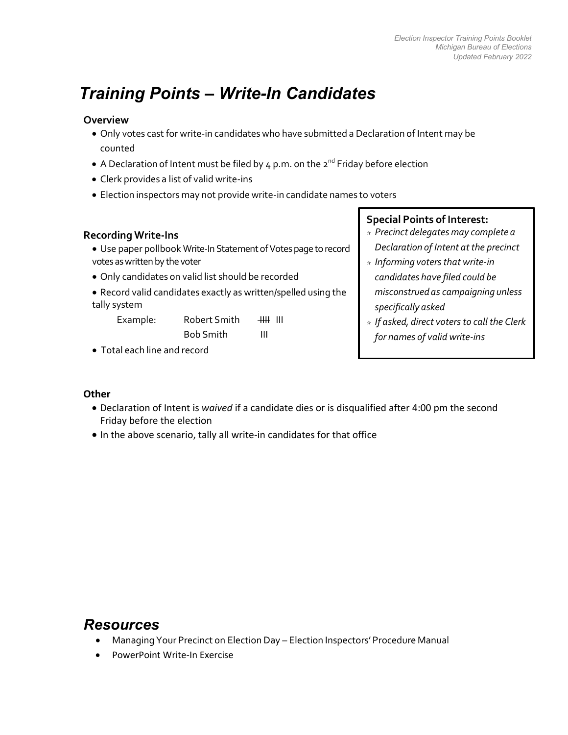# Training Points – Write-In Candidates

### Overview

- Only votes cast for write-in candidates who have submitted a Declaration of Intent may be counted
- A Declaration of Intent must be filed by 4 p.m. on the 2nd Friday before election
- Clerk provides a list of valid write-ins
- Election inspectors may not provide write-in candidate names to voters

### Recording Write-Ins

- Use paper pollbook Write-In Statement of Votes page to record votes as written by the voter
- Only candidates on valid list should be recorded
- Record valid candidates exactly as written/spelled using the tally system

| Example: | Robert Smith | ~~IIII~~ III |
|---|---|---|
| | Bob Smith | III |

- Total each line and record

### Special Points of Interest:

- *Precinct delegates may complete a Declaration of Intent at the precinct*
- *Informing voters that write-in candidates have filed could be misconstrued as campaigning unless specifically asked*
- *If asked, direct voters to call the Clerk for names of valid write-ins*

### Other

- Declaration of Intent is *waived* if a candidate dies or is disqualified after 4:00 pm the second Friday before the election
- In the above scenario, tally all write-in candidates for that office

## Resources

- Managing Your Precinct on Election Day – Election Inspectors' Procedure Manual
- PowerPoint Write-In Exercise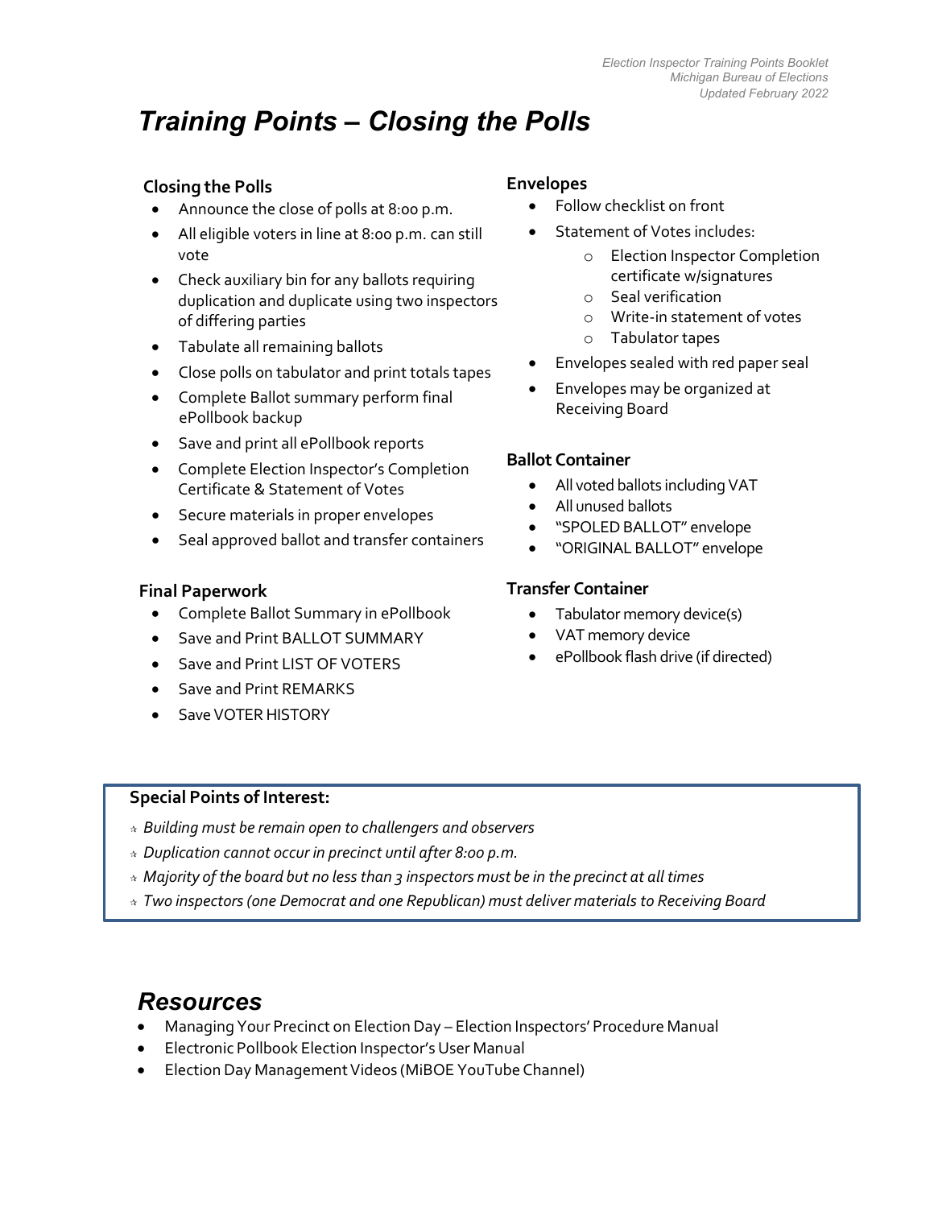# Training Points – Closing the Polls

### Closing the Polls

- Announce the close of polls at 8:00 p.m.
- All eligible voters in line at 8:00 p.m. can still vote
- Check auxiliary bin for any ballots requiring duplication and duplicate using two inspectors of differing parties
- Tabulate all remaining ballots
- Close polls on tabulator and print totals tapes
- Complete Ballot summary perform final ePollbook backup
- Save and print all ePollbook reports
- Complete Election Inspector's Completion Certificate & Statement of Votes
- Secure materials in proper envelopes
- Seal approved ballot and transfer containers

### Final Paperwork

- Complete Ballot Summary in ePollbook
- Save and Print BALLOT SUMMARY
- Save and Print LIST OF VOTERS
- Save and Print REMARKS
- Save VOTER HISTORY

### Envelopes

- Follow checklist on front
- Statement of Votes includes:
  - Election Inspector Completion certificate w/signatures
  - Seal verification
  - Write-in statement of votes
  - Tabulator tapes
- Envelopes sealed with red paper seal
- Envelopes may be organized at Receiving Board

### Ballot Container

- All voted ballots including VAT
- All unused ballots
- "SPOLED BALLOT" envelope
- "ORIGINAL BALLOT" envelope

### Transfer Container

- Tabulator memory device(s)
- VAT memory device
- ePollbook flash drive (if directed)

### Special Points of Interest:

- *Building must be remain open to challengers and observers*
- *Duplication cannot occur in precinct until after 8:00 p.m.*
- *Majority of the board but no less than 3 inspectors must be in the precinct at all times*
- *Two inspectors (one Democrat and one Republican) must deliver materials to Receiving Board*

## Resources

- Managing Your Precinct on Election Day – Election Inspectors' Procedure Manual
- Electronic Pollbook Election Inspector's User Manual
- Election Day Management Videos (MiBOE YouTube Channel)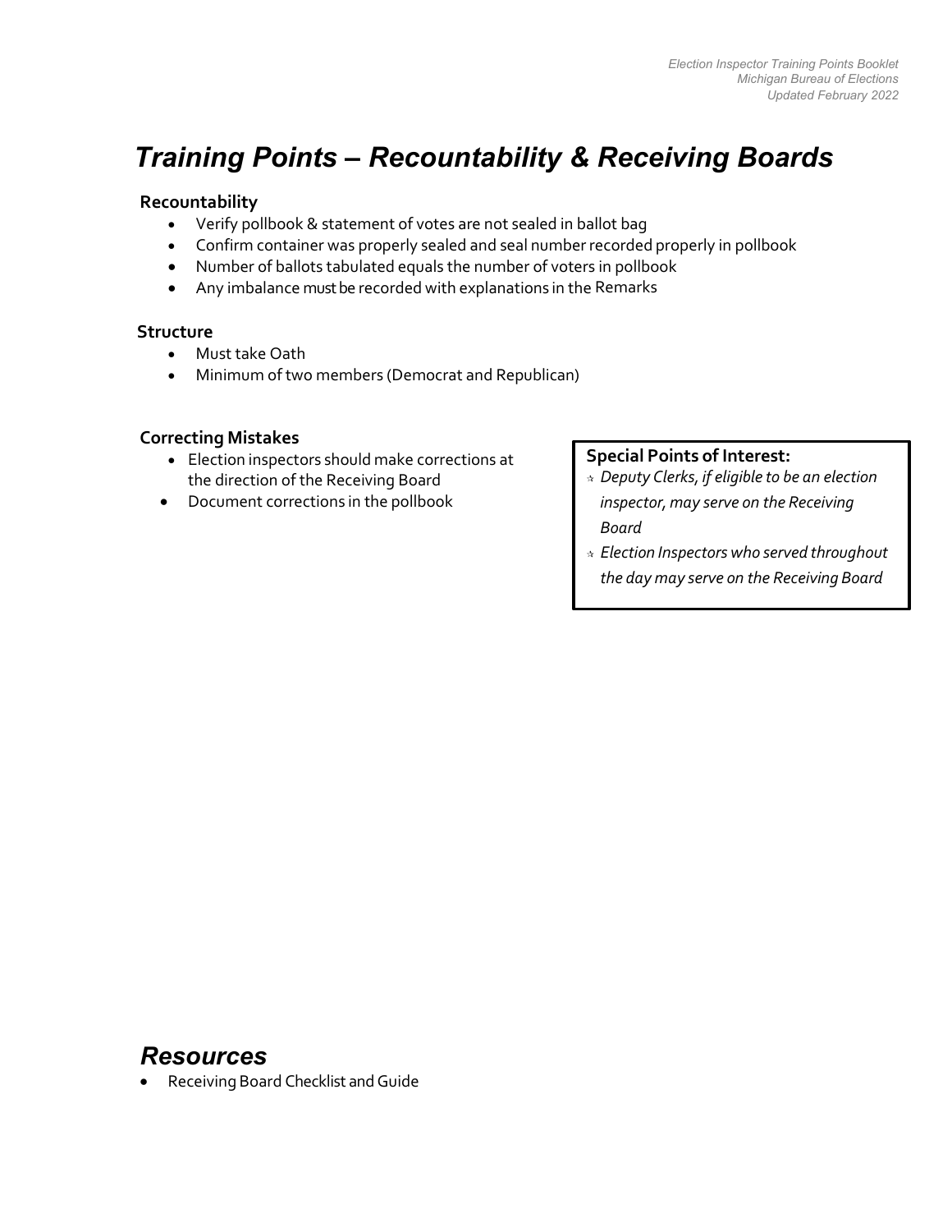# Training Points – Recountability & Receiving Boards

### Recountability

- Verify pollbook & statement of votes are not sealed in ballot bag
- Confirm container was properly sealed and seal number recorded properly in pollbook
- Number of ballots tabulated equals the number of voters in pollbook
- Any imbalance must be recorded with explanations in the Remarks

### Structure

- Must take Oath
- Minimum of two members (Democrat and Republican)

### Correcting Mistakes

- Election inspectors should make corrections at the direction of the Receiving Board
- Document corrections in the pollbook

**Special Points of Interest:**

- *Deputy Clerks, if eligible to be an election inspector, may serve on the Receiving Board*
- *Election Inspectors who served throughout the day may serve on the Receiving Board*

## Resources

- Receiving Board Checklist and Guide